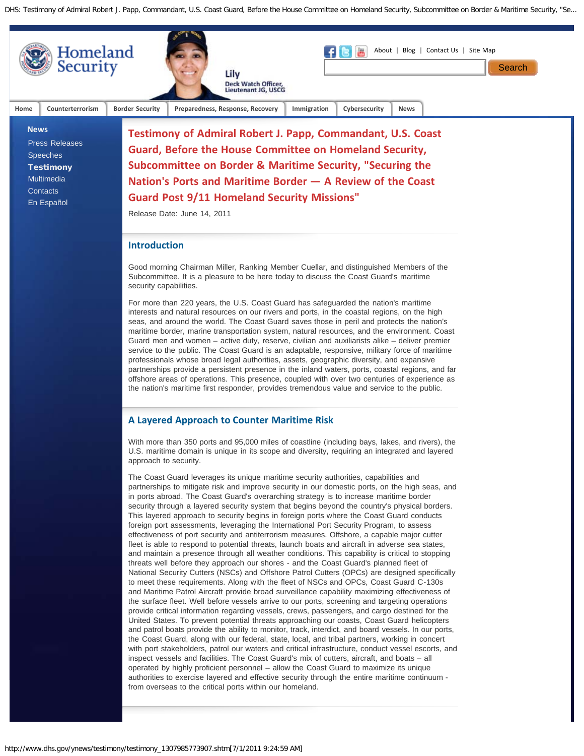# Testimony of Admiral Robert J. Papp, Commandant, U.S. Coast Guard, Before the House Committee on Homeland Security, Subcommittee on Border & Maritime Security, "Securing the Nation's Ports and Maritime Border — A Review of the Coast Guard Post 9/11 Homeland Security Missions"

Release Date: June 14, 2011

## Introduction

Good morning Chairman Miller, Ranking Member Cuellar, and distinguished Members of the Subcommittee. It is a pleasure to be here today to discuss the Coast Guard's maritime security capabilities.

For more than 220 years, the U.S. Coast Guard has safeguarded the nation's maritime interests and natural resources on our rivers and ports, in the coastal regions, on the high seas, and around the world. The Coast Guard saves those in peril and protects the nation's maritime border, marine transportation system, natural resources, and the environment. Coast Guard men and women – active duty, reserve, civilian and auxiliarists alike – deliver premier service to the public. The Coast Guard is an adaptable, responsive, military force of maritime professionals whose broad legal authorities, assets, geographic diversity, and expansive partnerships provide a persistent presence in the inland waters, ports, coastal regions, and far offshore areas of operations. This presence, coupled with over two centuries of experience as the nation's maritime first responder, provides tremendous value and service to the public.

## A Layered Approach to Counter Maritime Risk

With more than 350 ports and 95,000 miles of coastline (including bays, lakes, and rivers), the U.S. maritime domain is unique in its scope and diversity, requiring an integrated and layered approach to security.

The Coast Guard leverages its unique maritime security authorities, capabilities and partnerships to mitigate risk and improve security in our domestic ports, on the high seas, and in ports abroad. The Coast Guard's overarching strategy is to increase maritime border security through a layered security system that begins beyond the country's physical borders. This layered approach to security begins in foreign ports where the Coast Guard conducts foreign port assessments, leveraging the International Port Security Program, to assess effectiveness of port security and antiterrorism measures. Offshore, a capable major cutter fleet is able to respond to potential threats, launch boats and aircraft in adverse sea states, and maintain a presence through all weather conditions. This capability is critical to stopping threats well before they approach our shores - and the Coast Guard's planned fleet of National Security Cutters (NSCs) and Offshore Patrol Cutters (OPCs) are designed specifically to meet these requirements. Along with the fleet of NSCs and OPCs, Coast Guard C-130s and Maritime Patrol Aircraft provide broad surveillance capability maximizing effectiveness of the surface fleet. Well before vessels arrive to our ports, screening and targeting operations provide critical information regarding vessels, crews, passengers, and cargo destined for the United States. To prevent potential threats approaching our coasts, Coast Guard helicopters and patrol boats provide the ability to monitor, track, interdict, and board vessels. In our ports, the Coast Guard, along with our federal, state, local, and tribal partners, working in concert with port stakeholders, patrol our waters and critical infrastructure, conduct vessel escorts, and inspect vessels and facilities. The Coast Guard's mix of cutters, aircraft, and boats – all operated by highly proficient personnel – allow the Coast Guard to maximize its unique authorities to exercise layered and effective security through the entire maritime continuum - from overseas to the critical ports within our homeland.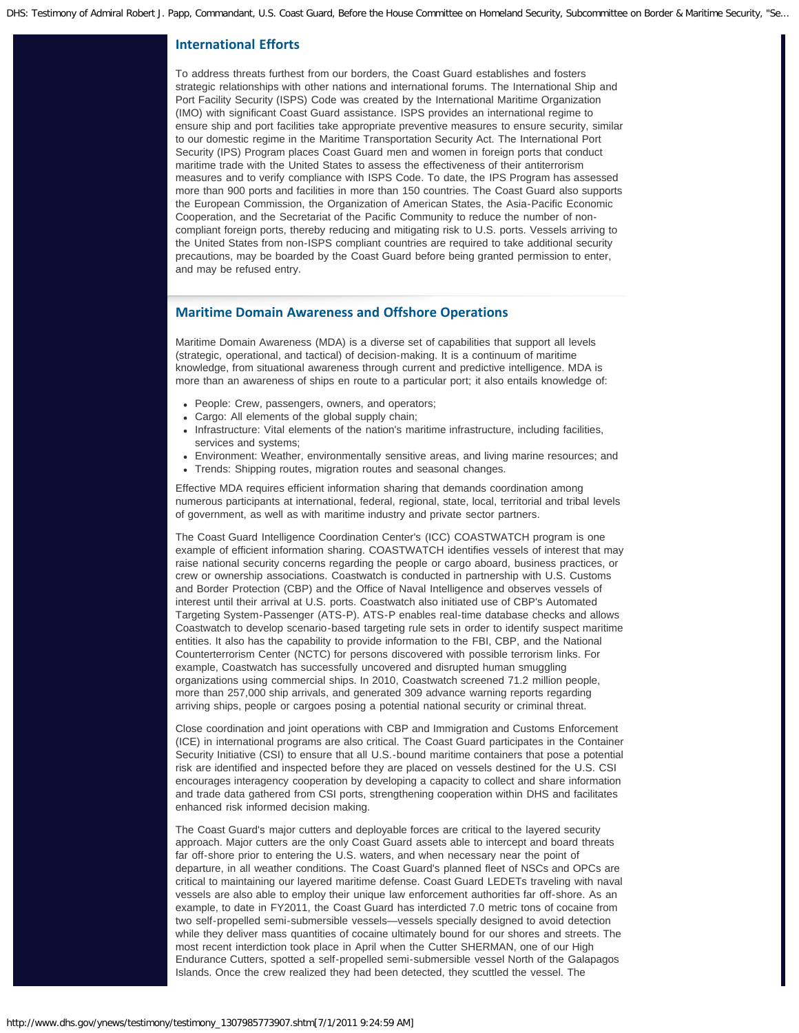## International Efforts

To address threats furthest from our borders, the Coast Guard establishes and fosters strategic relationships with other nations and international forums. The International Ship and Port Facility Security (ISPS) Code was created by the International Maritime Organization (IMO) with significant Coast Guard assistance. ISPS provides an international regime to ensure ship and port facilities take appropriate preventive measures to ensure security, similar to our domestic regime in the Maritime Transportation Security Act. The International Port Security (IPS) Program places Coast Guard men and women in foreign ports that conduct maritime trade with the United States to assess the effectiveness of their antiterrorism measures and to verify compliance with ISPS Code. To date, the IPS Program has assessed more than 900 ports and facilities in more than 150 countries. The Coast Guard also supports the European Commission, the Organization of American States, the Asia-Pacific Economic Cooperation, and the Secretariat of the Pacific Community to reduce the number of non-compliant foreign ports, thereby reducing and mitigating risk to U.S. ports. Vessels arriving to the United States from non-ISPS compliant countries are required to take additional security precautions, may be boarded by the Coast Guard before being granted permission to enter, and may be refused entry.

## Maritime Domain Awareness and Offshore Operations

Maritime Domain Awareness (MDA) is a diverse set of capabilities that support all levels (strategic, operational, and tactical) of decision-making. It is a continuum of maritime knowledge, from situational awareness through current and predictive intelligence. MDA is more than an awareness of ships en route to a particular port; it also entails knowledge of:

- People: Crew, passengers, owners, and operators;
- Cargo: All elements of the global supply chain;
- Infrastructure: Vital elements of the nation's maritime infrastructure, including facilities, services and systems;
- Environment: Weather, environmentally sensitive areas, and living marine resources; and
- Trends: Shipping routes, migration routes and seasonal changes.

Effective MDA requires efficient information sharing that demands coordination among numerous participants at international, federal, regional, state, local, territorial and tribal levels of government, as well as with maritime industry and private sector partners.

The Coast Guard Intelligence Coordination Center's (ICC) COASTWATCH program is one example of efficient information sharing. COASTWATCH identifies vessels of interest that may raise national security concerns regarding the people or cargo aboard, business practices, or crew or ownership associations. Coastwatch is conducted in partnership with U.S. Customs and Border Protection (CBP) and the Office of Naval Intelligence and observes vessels of interest until their arrival at U.S. ports. Coastwatch also initiated use of CBP's Automated Targeting System-Passenger (ATS-P). ATS-P enables real-time database checks and allows Coastwatch to develop scenario-based targeting rule sets in order to identify suspect maritime entities. It also has the capability to provide information to the FBI, CBP, and the National Counterterrorism Center (NCTC) for persons discovered with possible terrorism links. For example, Coastwatch has successfully uncovered and disrupted human smuggling organizations using commercial ships. In 2010, Coastwatch screened 71.2 million people, more than 257,000 ship arrivals, and generated 309 advance warning reports regarding arriving ships, people or cargoes posing a potential national security or criminal threat.

Close coordination and joint operations with CBP and Immigration and Customs Enforcement (ICE) in international programs are also critical. The Coast Guard participates in the Container Security Initiative (CSI) to ensure that all U.S.-bound maritime containers that pose a potential risk are identified and inspected before they are placed on vessels destined for the U.S. CSI encourages interagency cooperation by developing a capacity to collect and share information and trade data gathered from CSI ports, strengthening cooperation within DHS and facilitates enhanced risk informed decision making.

The Coast Guard's major cutters and deployable forces are critical to the layered security approach. Major cutters are the only Coast Guard assets able to intercept and board threats far off-shore prior to entering the U.S. waters, and when necessary near the point of departure, in all weather conditions. The Coast Guard's planned fleet of NSCs and OPCs are critical to maintaining our layered maritime defense. Coast Guard LEDETs traveling with naval vessels are also able to employ their unique law enforcement authorities far off-shore. As an example, to date in FY2011, the Coast Guard has interdicted 7.0 metric tons of cocaine from two self-propelled semi-submersible vessels—vessels specially designed to avoid detection while they deliver mass quantities of cocaine ultimately bound for our shores and streets. The most recent interdiction took place in April when the Cutter SHERMAN, one of our High Endurance Cutters, spotted a self-propelled semi-submersible vessel North of the Galapagos Islands. Once the crew realized they had been detected, they scuttled the vessel. The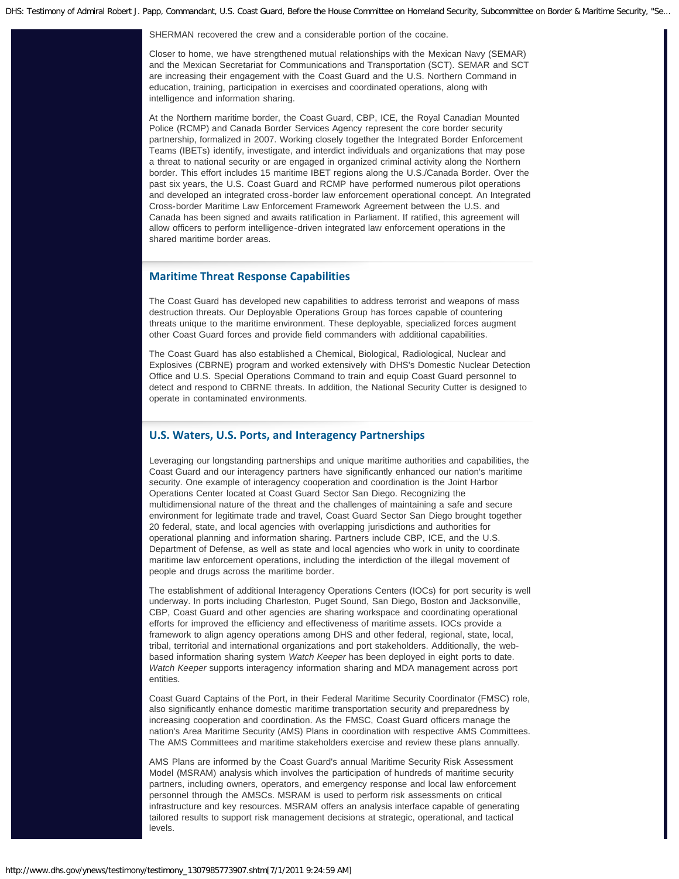SHERMAN recovered the crew and a considerable portion of the cocaine.

Closer to home, we have strengthened mutual relationships with the Mexican Navy (SEMAR) and the Mexican Secretariat for Communications and Transportation (SCT). SEMAR and SCT are increasing their engagement with the Coast Guard and the U.S. Northern Command in education, training, participation in exercises and coordinated operations, along with intelligence and information sharing.

At the Northern maritime border, the Coast Guard, CBP, ICE, the Royal Canadian Mounted Police (RCMP) and Canada Border Services Agency represent the core border security partnership, formalized in 2007. Working closely together the Integrated Border Enforcement Teams (IBETs) identify, investigate, and interdict individuals and organizations that may pose a threat to national security or are engaged in organized criminal activity along the Northern border. This effort includes 15 maritime IBET regions along the U.S./Canada Border. Over the past six years, the U.S. Coast Guard and RCMP have performed numerous pilot operations and developed an integrated cross-border law enforcement operational concept. An Integrated Cross-border Maritime Law Enforcement Framework Agreement between the U.S. and Canada has been signed and awaits ratification in Parliament. If ratified, this agreement will allow officers to perform intelligence-driven integrated law enforcement operations in the shared maritime border areas.

## Maritime Threat Response Capabilities

The Coast Guard has developed new capabilities to address terrorist and weapons of mass destruction threats. Our Deployable Operations Group has forces capable of countering threats unique to the maritime environment. These deployable, specialized forces augment other Coast Guard forces and provide field commanders with additional capabilities.

The Coast Guard has also established a Chemical, Biological, Radiological, Nuclear and Explosives (CBRNE) program and worked extensively with DHS's Domestic Nuclear Detection Office and U.S. Special Operations Command to train and equip Coast Guard personnel to detect and respond to CBRNE threats. In addition, the National Security Cutter is designed to operate in contaminated environments.

## U.S. Waters, U.S. Ports, and Interagency Partnerships

Leveraging our longstanding partnerships and unique maritime authorities and capabilities, the Coast Guard and our interagency partners have significantly enhanced our nation's maritime security. One example of interagency cooperation and coordination is the Joint Harbor Operations Center located at Coast Guard Sector San Diego. Recognizing the multidimensional nature of the threat and the challenges of maintaining a safe and secure environment for legitimate trade and travel, Coast Guard Sector San Diego brought together 20 federal, state, and local agencies with overlapping jurisdictions and authorities for operational planning and information sharing. Partners include CBP, ICE, and the U.S. Department of Defense, as well as state and local agencies who work in unity to coordinate maritime law enforcement operations, including the interdiction of the illegal movement of people and drugs across the maritime border.

The establishment of additional Interagency Operations Centers (IOCs) for port security is well underway. In ports including Charleston, Puget Sound, San Diego, Boston and Jacksonville, CBP, Coast Guard and other agencies are sharing workspace and coordinating operational efforts for improved the efficiency and effectiveness of maritime assets. IOCs provide a framework to align agency operations among DHS and other federal, regional, state, local, tribal, territorial and international organizations and port stakeholders. Additionally, the web-based information sharing system *Watch Keeper* has been deployed in eight ports to date. *Watch Keeper* supports interagency information sharing and MDA management across port entities.

Coast Guard Captains of the Port, in their Federal Maritime Security Coordinator (FMSC) role, also significantly enhance domestic maritime transportation security and preparedness by increasing cooperation and coordination. As the FMSC, Coast Guard officers manage the nation's Area Maritime Security (AMS) Plans in coordination with respective AMS Committees. The AMS Committees and maritime stakeholders exercise and review these plans annually.

AMS Plans are informed by the Coast Guard's annual Maritime Security Risk Assessment Model (MSRAM) analysis which involves the participation of hundreds of maritime security partners, including owners, operators, and emergency response and local law enforcement personnel through the AMSCs. MSRAM is used to perform risk assessments on critical infrastructure and key resources. MSRAM offers an analysis interface capable of generating tailored results to support risk management decisions at strategic, operational, and tactical levels.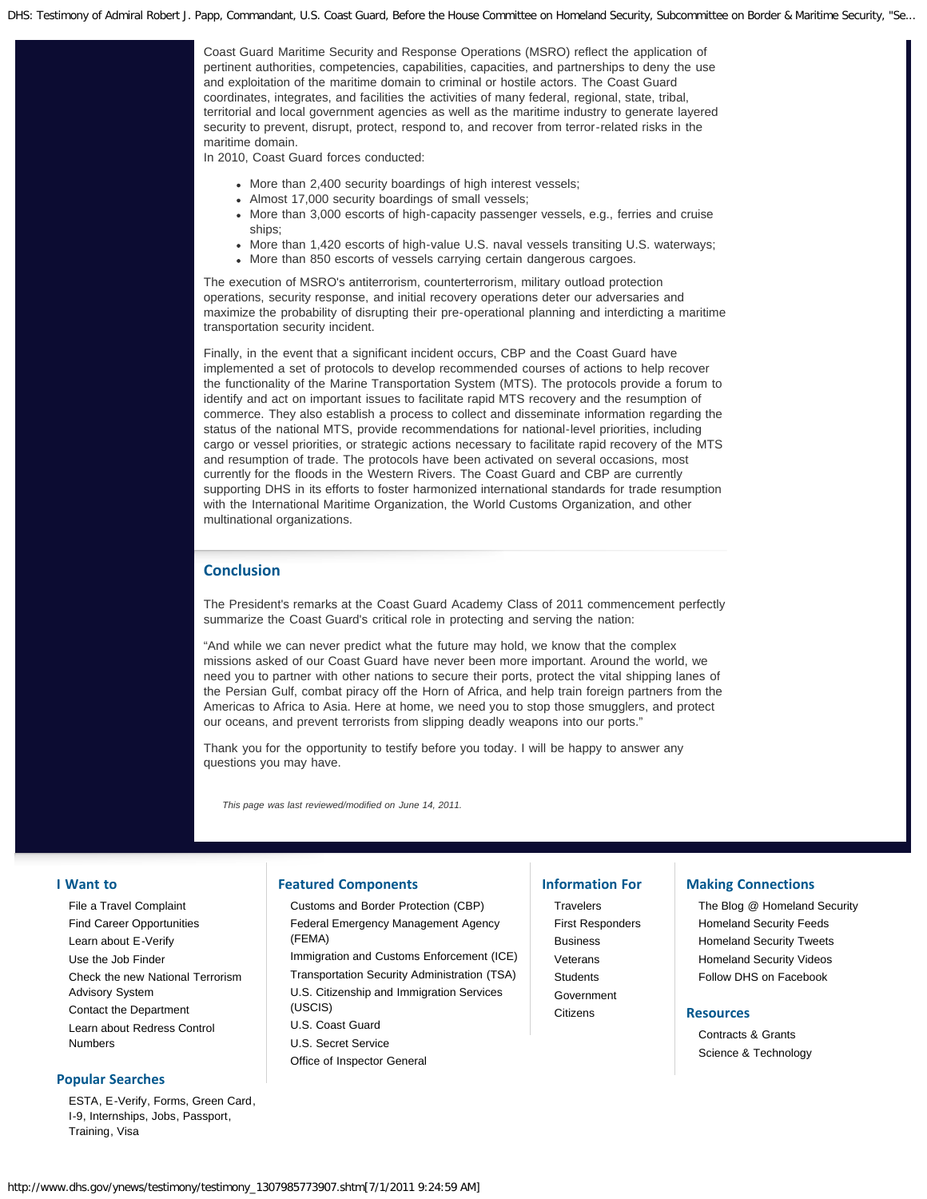Coast Guard Maritime Security and Response Operations (MSRO) reflect the application of pertinent authorities, competencies, capabilities, capacities, and partnerships to deny the use and exploitation of the maritime domain to criminal or hostile actors. The Coast Guard coordinates, integrates, and facilities the activities of many federal, regional, state, tribal, territorial and local government agencies as well as the maritime industry to generate layered security to prevent, disrupt, protect, respond to, and recover from terror-related risks in the maritime domain.

In 2010, Coast Guard forces conducted:

- More than 2,400 security boardings of high interest vessels;
- Almost 17,000 security boardings of small vessels;
- More than 3,000 escorts of high-capacity passenger vessels, e.g., ferries and cruise ships;
- More than 1,420 escorts of high-value U.S. naval vessels transiting U.S. waterways;
- More than 850 escorts of vessels carrying certain dangerous cargoes.

The execution of MSRO's antiterrorism, counterterrorism, military outload protection operations, security response, and initial recovery operations deter our adversaries and maximize the probability of disrupting their pre-operational planning and interdicting a maritime transportation security incident.

Finally, in the event that a significant incident occurs, CBP and the Coast Guard have implemented a set of protocols to develop recommended courses of actions to help recover the functionality of the Marine Transportation System (MTS). The protocols provide a forum to identify and act on important issues to facilitate rapid MTS recovery and the resumption of commerce. They also establish a process to collect and disseminate information regarding the status of the national MTS, provide recommendations for national-level priorities, including cargo or vessel priorities, or strategic actions necessary to facilitate rapid recovery of the MTS and resumption of trade. The protocols have been activated on several occasions, most currently for the floods in the Western Rivers. The Coast Guard and CBP are currently supporting DHS in its efforts to foster harmonized international standards for trade resumption with the International Maritime Organization, the World Customs Organization, and other multinational organizations.

## Conclusion

The President's remarks at the Coast Guard Academy Class of 2011 commencement perfectly summarize the Coast Guard's critical role in protecting and serving the nation:

"And while we can never predict what the future may hold, we know that the complex missions asked of our Coast Guard have never been more important. Around the world, we need you to partner with other nations to secure their ports, protect the vital shipping lanes of the Persian Gulf, combat piracy off the Horn of Africa, and help train foreign partners from the Americas to Africa to Asia. Here at home, we need you to stop those smugglers, and protect our oceans, and prevent terrorists from slipping deadly weapons into our ports."

Thank you for the opportunity to testify before you today. I will be happy to answer any questions you may have.

*This page was last reviewed/modified on June 14, 2011.*

### I Want to

- File a Travel Complaint
- Find Career Opportunities
- Learn about E-Verify
- Use the Job Finder
- Check the new National Terrorism Advisory System
- Contact the Department
- Learn about Redress Control Numbers

### Popular Searches

ESTA, E-Verify, Forms, Green Card, I-9, Internships, Jobs, Passport, Training, Visa

### Featured Components

- Customs and Border Protection (CBP)
- Federal Emergency Management Agency (FEMA)
- Immigration and Customs Enforcement (ICE)
- Transportation Security Administration (TSA)
- U.S. Citizenship and Immigration Services (USCIS)
- U.S. Coast Guard
- U.S. Secret Service
- Office of Inspector General

### Information For

- Travelers
- First Responders
- Business
- Veterans
- Students
- Government
- Citizens

### Making Connections

- The Blog @ Homeland Security
- Homeland Security Feeds
- Homeland Security Tweets
- Homeland Security Videos
- Follow DHS on Facebook

### Resources

- Contracts & Grants
- Science & Technology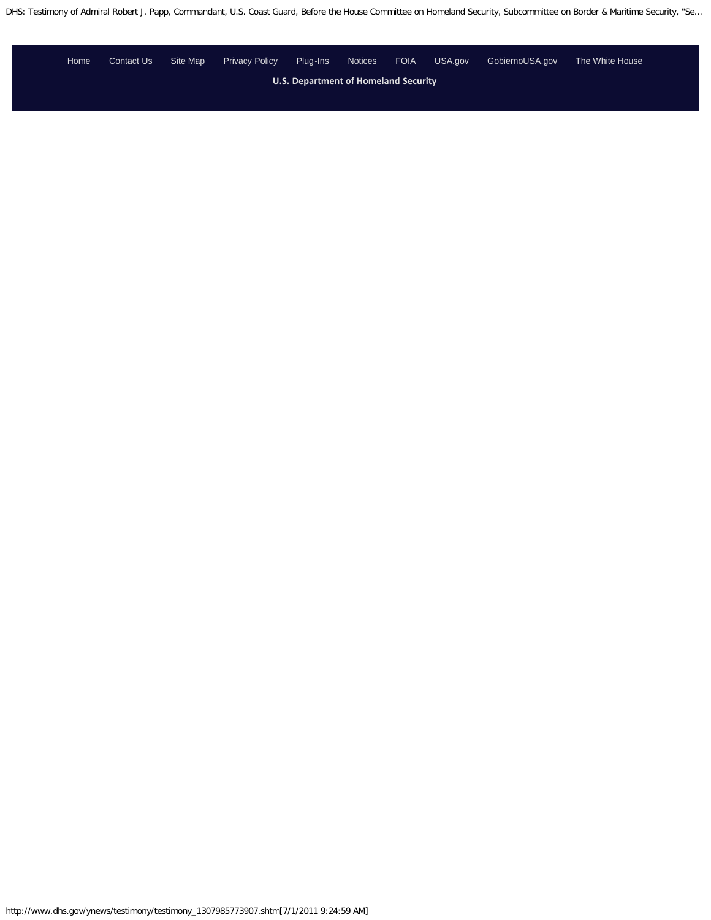Home Contact Us Site Map Privacy Policy Plug-Ins Notices FOIA USA.gov GobiernoUSA.gov The White House

**U.S. Department of Homeland Security**